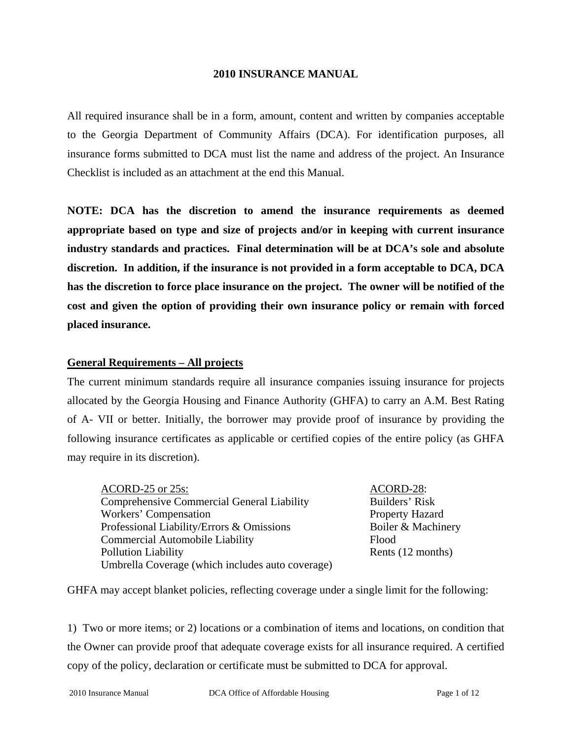# 2010 INSURANCE MANUAL

All required insurance shall be in a form, amount, content and written by companies acceptable to the Georgia Department of Community Affairs (DCA). For identification purposes, all insurance forms submitted to DCA must list the name and address of the project. An Insurance Checklist is included as an attachment at the end this Manual.

**NOTE: DCA has the discretion to amend the insurance requirements as deemed appropriate based on type and size of projects and/or in keeping with current insurance industry standards and practices. Final determination will be at DCA's sole and absolute discretion. In addition, if the insurance is not provided in a form acceptable to DCA, DCA has the discretion to force place insurance on the project. The owner will be notified of the cost and given the option of providing their own insurance policy or remain with forced placed insurance.**

## General Requirements – All projects

The current minimum standards require all insurance companies issuing insurance for projects allocated by the Georgia Housing and Finance Authority (GHFA) to carry an A.M. Best Rating of A- VII or better. Initially, the borrower may provide proof of insurance by providing the following insurance certificates as applicable or certified copies of the entire policy (as GHFA may require in its discretion).

| ACORD-25 or 25s: | ACORD-28: |
|---|---|
| Comprehensive Commercial General Liability | Builders' Risk |
| Workers' Compensation | Property Hazard |
| Professional Liability/Errors & Omissions | Boiler & Machinery |
| Commercial Automobile Liability | Flood |
| Pollution Liability | Rents (12 months) |
| Umbrella Coverage (which includes auto coverage) | |

GHFA may accept blanket policies, reflecting coverage under a single limit for the following:

1) Two or more items; or 2) locations or a combination of items and locations, on condition that the Owner can provide proof that adequate coverage exists for all insurance required. A certified copy of the policy, declaration or certificate must be submitted to DCA for approval.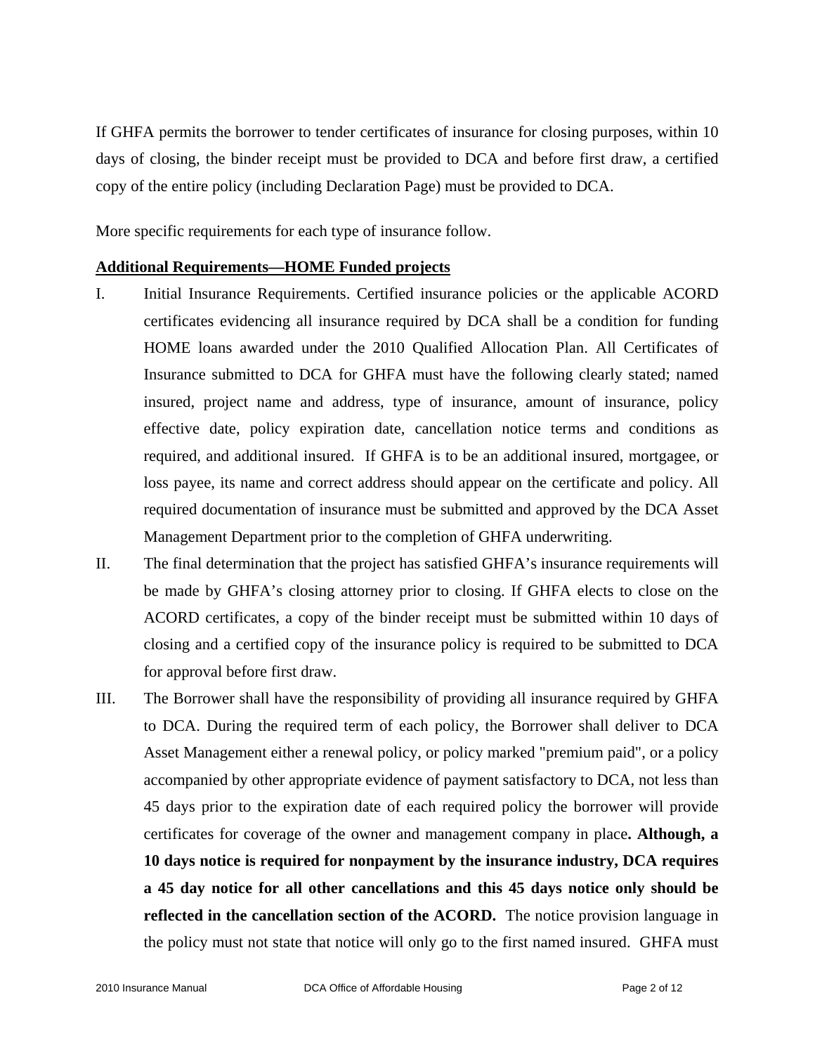If GHFA permits the borrower to tender certificates of insurance for closing purposes, within 10 days of closing, the binder receipt must be provided to DCA and before first draw, a certified copy of the entire policy (including Declaration Page) must be provided to DCA.

More specific requirements for each type of insurance follow.

**<u>Additional Requirements—HOME Funded projects</u>**

I. Initial Insurance Requirements. Certified insurance policies or the applicable ACORD certificates evidencing all insurance required by DCA shall be a condition for funding HOME loans awarded under the 2010 Qualified Allocation Plan. All Certificates of Insurance submitted to DCA for GHFA must have the following clearly stated; named insured, project name and address, type of insurance, amount of insurance, policy effective date, policy expiration date, cancellation notice terms and conditions as required, and additional insured. If GHFA is to be an additional insured, mortgagee, or loss payee, its name and correct address should appear on the certificate and policy. All required documentation of insurance must be submitted and approved by the DCA Asset Management Department prior to the completion of GHFA underwriting.

II. The final determination that the project has satisfied GHFA's insurance requirements will be made by GHFA's closing attorney prior to closing. If GHFA elects to close on the ACORD certificates, a copy of the binder receipt must be submitted within 10 days of closing and a certified copy of the insurance policy is required to be submitted to DCA for approval before first draw.

III. The Borrower shall have the responsibility of providing all insurance required by GHFA to DCA. During the required term of each policy, the Borrower shall deliver to DCA Asset Management either a renewal policy, or policy marked "premium paid", or a policy accompanied by other appropriate evidence of payment satisfactory to DCA, not less than 45 days prior to the expiration date of each required policy the borrower will provide certificates for coverage of the owner and management company in place**. Although, a 10 days notice is required for nonpayment by the insurance industry, DCA requires a 45 day notice for all other cancellations and this 45 days notice only should be reflected in the cancellation section of the ACORD.** The notice provision language in the policy must not state that notice will only go to the first named insured. GHFA must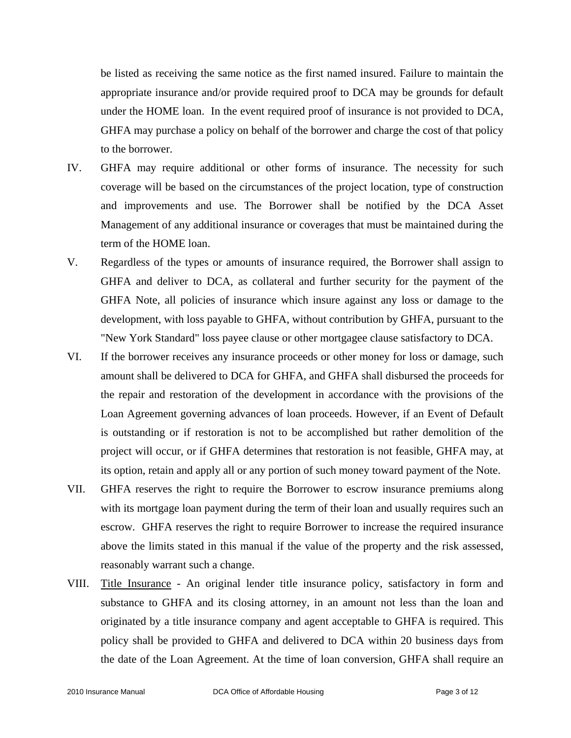be listed as receiving the same notice as the first named insured. Failure to maintain the appropriate insurance and/or provide required proof to DCA may be grounds for default under the HOME loan. In the event required proof of insurance is not provided to DCA, GHFA may purchase a policy on behalf of the borrower and charge the cost of that policy to the borrower.

IV. GHFA may require additional or other forms of insurance. The necessity for such coverage will be based on the circumstances of the project location, type of construction and improvements and use. The Borrower shall be notified by the DCA Asset Management of any additional insurance or coverages that must be maintained during the term of the HOME loan.

V. Regardless of the types or amounts of insurance required, the Borrower shall assign to GHFA and deliver to DCA, as collateral and further security for the payment of the GHFA Note, all policies of insurance which insure against any loss or damage to the development, with loss payable to GHFA, without contribution by GHFA, pursuant to the "New York Standard" loss payee clause or other mortgagee clause satisfactory to DCA.

VI. If the borrower receives any insurance proceeds or other money for loss or damage, such amount shall be delivered to DCA for GHFA, and GHFA shall disbursed the proceeds for the repair and restoration of the development in accordance with the provisions of the Loan Agreement governing advances of loan proceeds. However, if an Event of Default is outstanding or if restoration is not to be accomplished but rather demolition of the project will occur, or if GHFA determines that restoration is not feasible, GHFA may, at its option, retain and apply all or any portion of such money toward payment of the Note.

VII. GHFA reserves the right to require the Borrower to escrow insurance premiums along with its mortgage loan payment during the term of their loan and usually requires such an escrow. GHFA reserves the right to require Borrower to increase the required insurance above the limits stated in this manual if the value of the property and the risk assessed, reasonably warrant such a change.

VIII. <u>Title Insurance</u> - An original lender title insurance policy, satisfactory in form and substance to GHFA and its closing attorney, in an amount not less than the loan and originated by a title insurance company and agent acceptable to GHFA is required. This policy shall be provided to GHFA and delivered to DCA within 20 business days from the date of the Loan Agreement. At the time of loan conversion, GHFA shall require an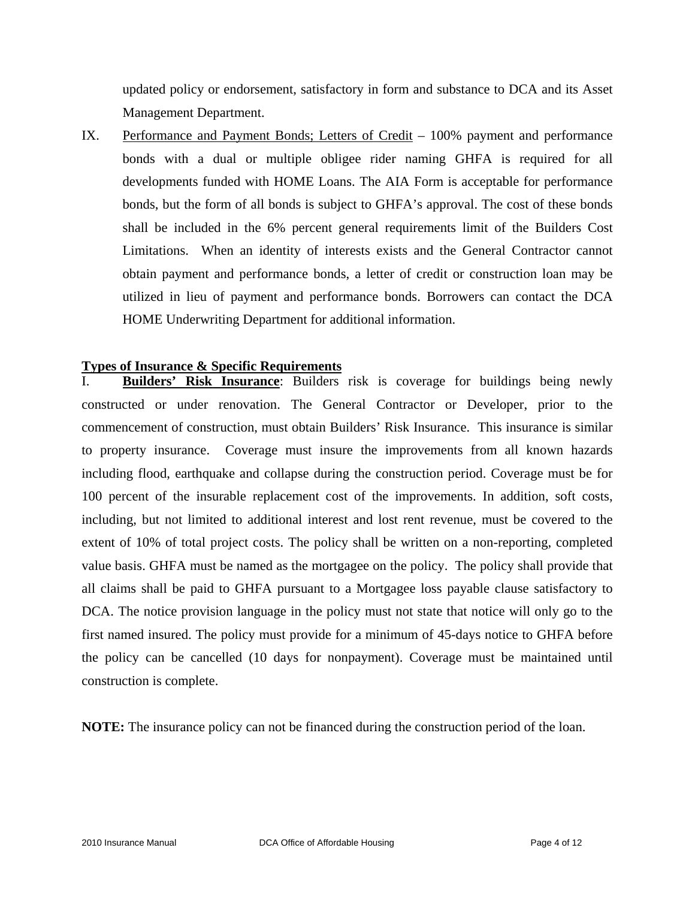updated policy or endorsement, satisfactory in form and substance to DCA and its Asset Management Department.

IX. Performance and Payment Bonds; Letters of Credit – 100% payment and performance bonds with a dual or multiple obligee rider naming GHFA is required for all developments funded with HOME Loans. The AIA Form is acceptable for performance bonds, but the form of all bonds is subject to GHFA's approval. The cost of these bonds shall be included in the 6% percent general requirements limit of the Builders Cost Limitations. When an identity of interests exists and the General Contractor cannot obtain payment and performance bonds, a letter of credit or construction loan may be utilized in lieu of payment and performance bonds. Borrowers can contact the DCA HOME Underwriting Department for additional information.

## Types of Insurance & Specific Requirements

I. **Builders' Risk Insurance**: Builders risk is coverage for buildings being newly constructed or under renovation. The General Contractor or Developer, prior to the commencement of construction, must obtain Builders' Risk Insurance. This insurance is similar to property insurance. Coverage must insure the improvements from all known hazards including flood, earthquake and collapse during the construction period. Coverage must be for 100 percent of the insurable replacement cost of the improvements. In addition, soft costs, including, but not limited to additional interest and lost rent revenue, must be covered to the extent of 10% of total project costs. The policy shall be written on a non-reporting, completed value basis. GHFA must be named as the mortgagee on the policy. The policy shall provide that all claims shall be paid to GHFA pursuant to a Mortgagee loss payable clause satisfactory to DCA. The notice provision language in the policy must not state that notice will only go to the first named insured. The policy must provide for a minimum of 45-days notice to GHFA before the policy can be cancelled (10 days for nonpayment). Coverage must be maintained until construction is complete.

**NOTE:** The insurance policy can not be financed during the construction period of the loan.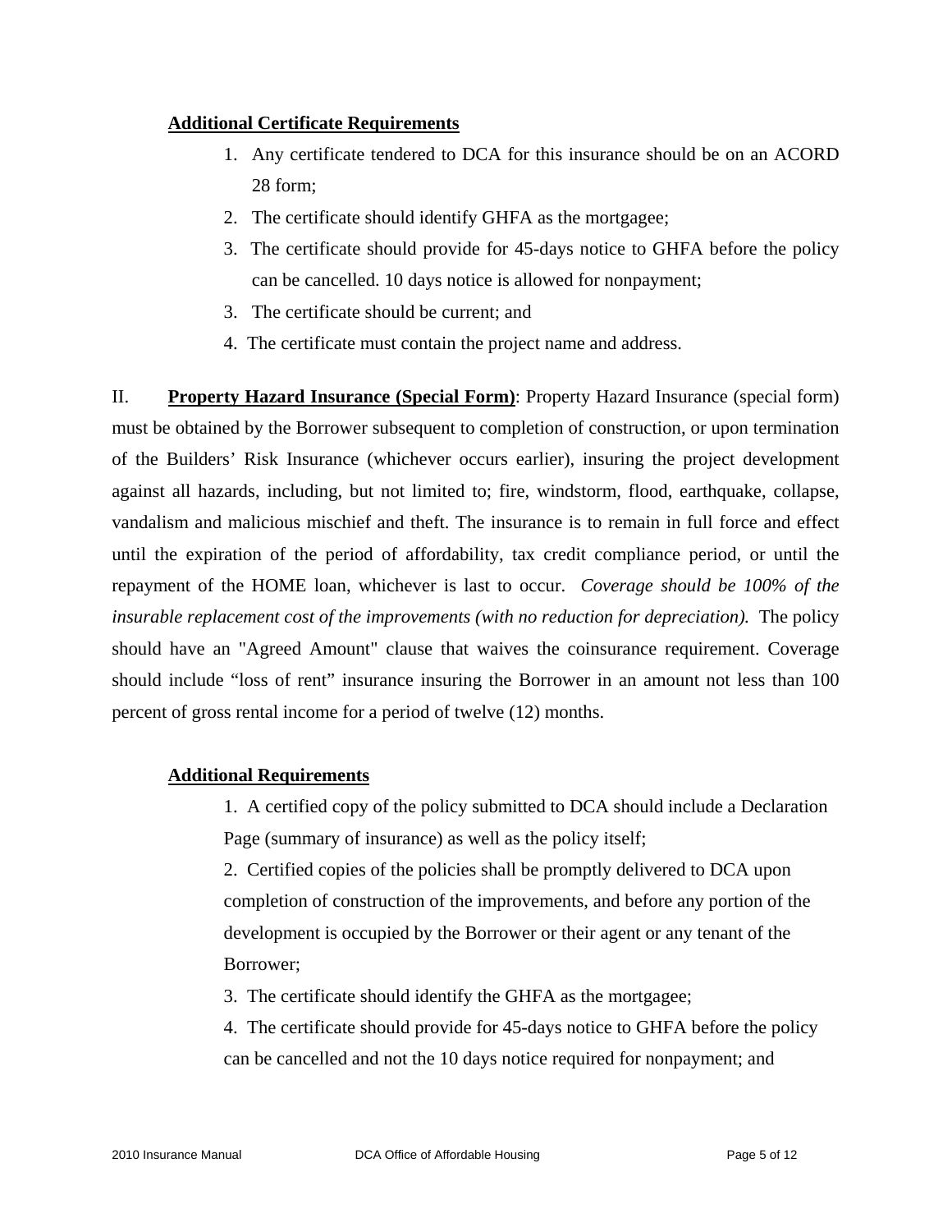**Additional Certificate Requirements**

1. Any certificate tendered to DCA for this insurance should be on an ACORD 28 form;
2. The certificate should identify GHFA as the mortgagee;
3. The certificate should provide for 45-days notice to GHFA before the policy can be cancelled. 10 days notice is allowed for nonpayment;
3. The certificate should be current; and
4. The certificate must contain the project name and address.

II. **Property Hazard Insurance (Special Form)**: Property Hazard Insurance (special form) must be obtained by the Borrower subsequent to completion of construction, or upon termination of the Builders' Risk Insurance (whichever occurs earlier), insuring the project development against all hazards, including, but not limited to; fire, windstorm, flood, earthquake, collapse, vandalism and malicious mischief and theft. The insurance is to remain in full force and effect until the expiration of the period of affordability, tax credit compliance period, or until the repayment of the HOME loan, whichever is last to occur. *Coverage should be 100% of the insurable replacement cost of the improvements (with no reduction for depreciation).* The policy should have an "Agreed Amount" clause that waives the coinsurance requirement. Coverage should include "loss of rent" insurance insuring the Borrower in an amount not less than 100 percent of gross rental income for a period of twelve (12) months.

**Additional Requirements**

1. A certified copy of the policy submitted to DCA should include a Declaration Page (summary of insurance) as well as the policy itself;
2. Certified copies of the policies shall be promptly delivered to DCA upon completion of construction of the improvements, and before any portion of the development is occupied by the Borrower or their agent or any tenant of the Borrower;
3. The certificate should identify the GHFA as the mortgagee;
4. The certificate should provide for 45-days notice to GHFA before the policy can be cancelled and not the 10 days notice required for nonpayment; and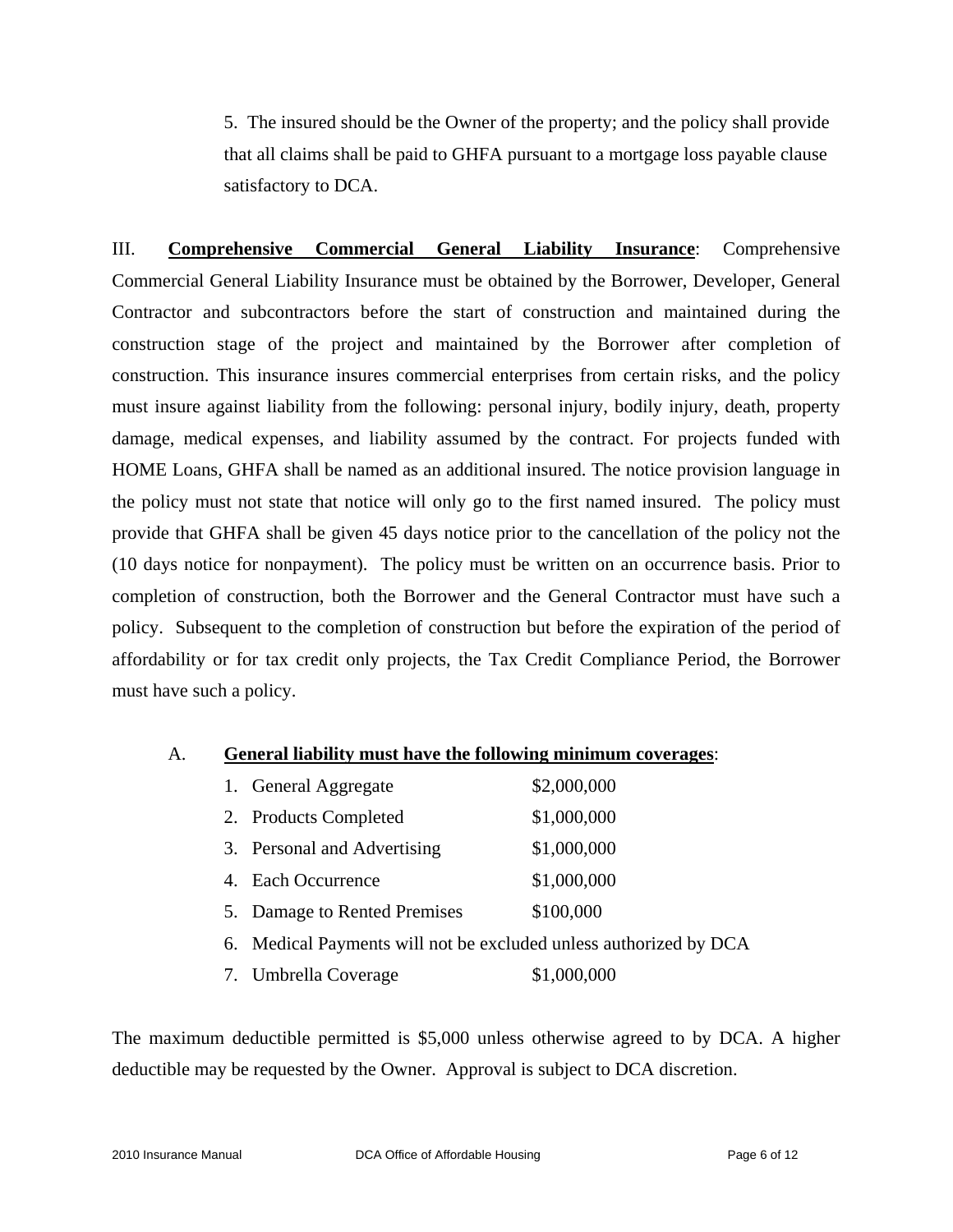5. The insured should be the Owner of the property; and the policy shall provide that all claims shall be paid to GHFA pursuant to a mortgage loss payable clause satisfactory to DCA.

III. **Comprehensive Commercial General Liability Insurance**: Comprehensive Commercial General Liability Insurance must be obtained by the Borrower, Developer, General Contractor and subcontractors before the start of construction and maintained during the construction stage of the project and maintained by the Borrower after completion of construction. This insurance insures commercial enterprises from certain risks, and the policy must insure against liability from the following: personal injury, bodily injury, death, property damage, medical expenses, and liability assumed by the contract. For projects funded with HOME Loans, GHFA shall be named as an additional insured. The notice provision language in the policy must not state that notice will only go to the first named insured. The policy must provide that GHFA shall be given 45 days notice prior to the cancellation of the policy not the (10 days notice for nonpayment). The policy must be written on an occurrence basis. Prior to completion of construction, both the Borrower and the General Contractor must have such a policy. Subsequent to the completion of construction but before the expiration of the period of affordability or for tax credit only projects, the Tax Credit Compliance Period, the Borrower must have such a policy.

A. **General liability must have the following minimum coverages**:

1. General Aggregate $2,000,000
2. Products Completed $1,000,000
3. Personal and Advertising $1,000,000
4. Each Occurrence $1,000,000
5. Damage to Rented Premises $100,000
6. Medical Payments will not be excluded unless authorized by DCA
7. Umbrella Coverage $1,000,000

The maximum deductible permitted is $5,000 unless otherwise agreed to by DCA. A higher deductible may be requested by the Owner. Approval is subject to DCA discretion.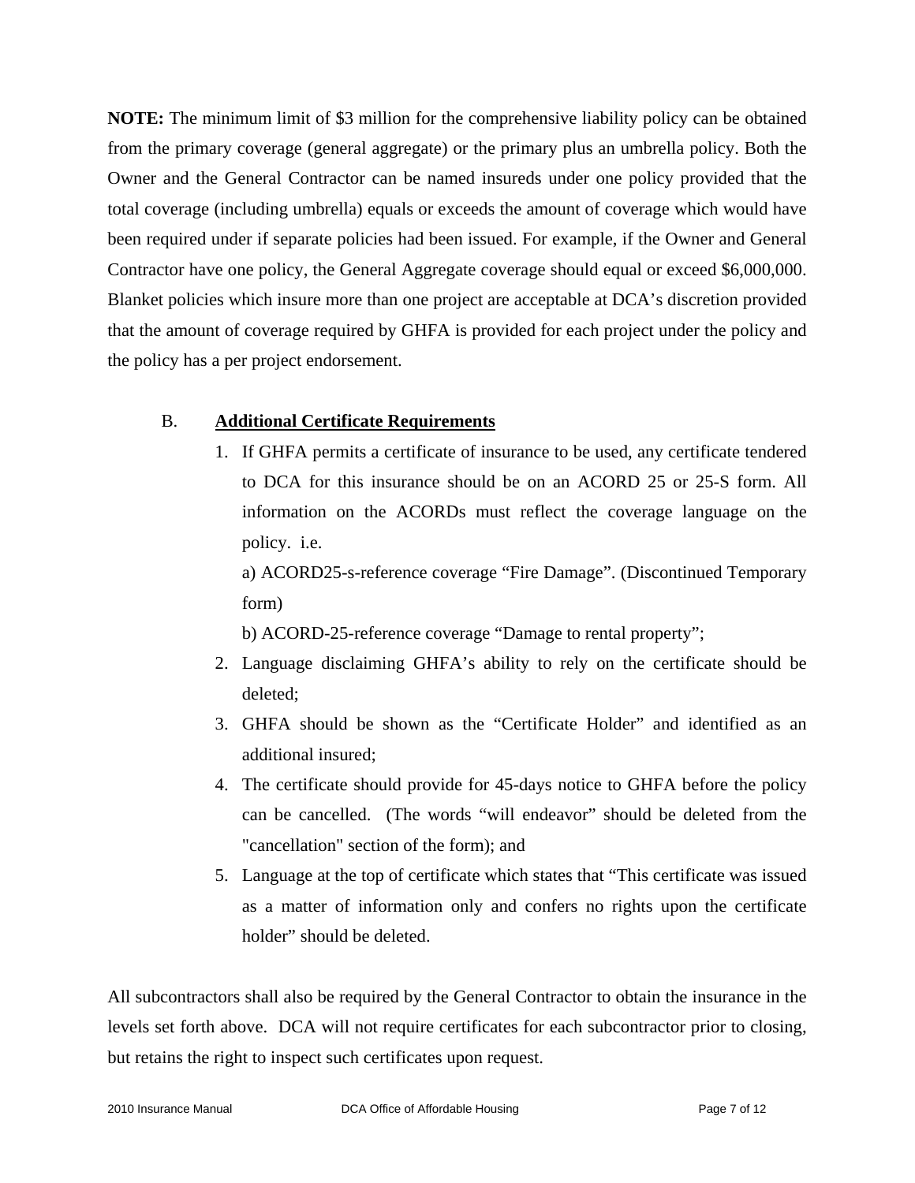**NOTE:** The minimum limit of $3 million for the comprehensive liability policy can be obtained from the primary coverage (general aggregate) or the primary plus an umbrella policy. Both the Owner and the General Contractor can be named insureds under one policy provided that the total coverage (including umbrella) equals or exceeds the amount of coverage which would have been required under if separate policies had been issued. For example, if the Owner and General Contractor have one policy, the General Aggregate coverage should equal or exceed $6,000,000. Blanket policies which insure more than one project are acceptable at DCA's discretion provided that the amount of coverage required by GHFA is provided for each project under the policy and the policy has a per project endorsement.

B. **Additional Certificate Requirements**

1. If GHFA permits a certificate of insurance to be used, any certificate tendered to DCA for this insurance should be on an ACORD 25 or 25-S form. All information on the ACORDs must reflect the coverage language on the policy. i.e.

   a) ACORD25-s-reference coverage "Fire Damage". (Discontinued Temporary form)

   b) ACORD-25-reference coverage "Damage to rental property";
2. Language disclaiming GHFA's ability to rely on the certificate should be deleted;
3. GHFA should be shown as the "Certificate Holder" and identified as an additional insured;
4. The certificate should provide for 45-days notice to GHFA before the policy can be cancelled. (The words "will endeavor" should be deleted from the "cancellation" section of the form); and
5. Language at the top of certificate which states that "This certificate was issued as a matter of information only and confers no rights upon the certificate holder" should be deleted.

All subcontractors shall also be required by the General Contractor to obtain the insurance in the levels set forth above. DCA will not require certificates for each subcontractor prior to closing, but retains the right to inspect such certificates upon request.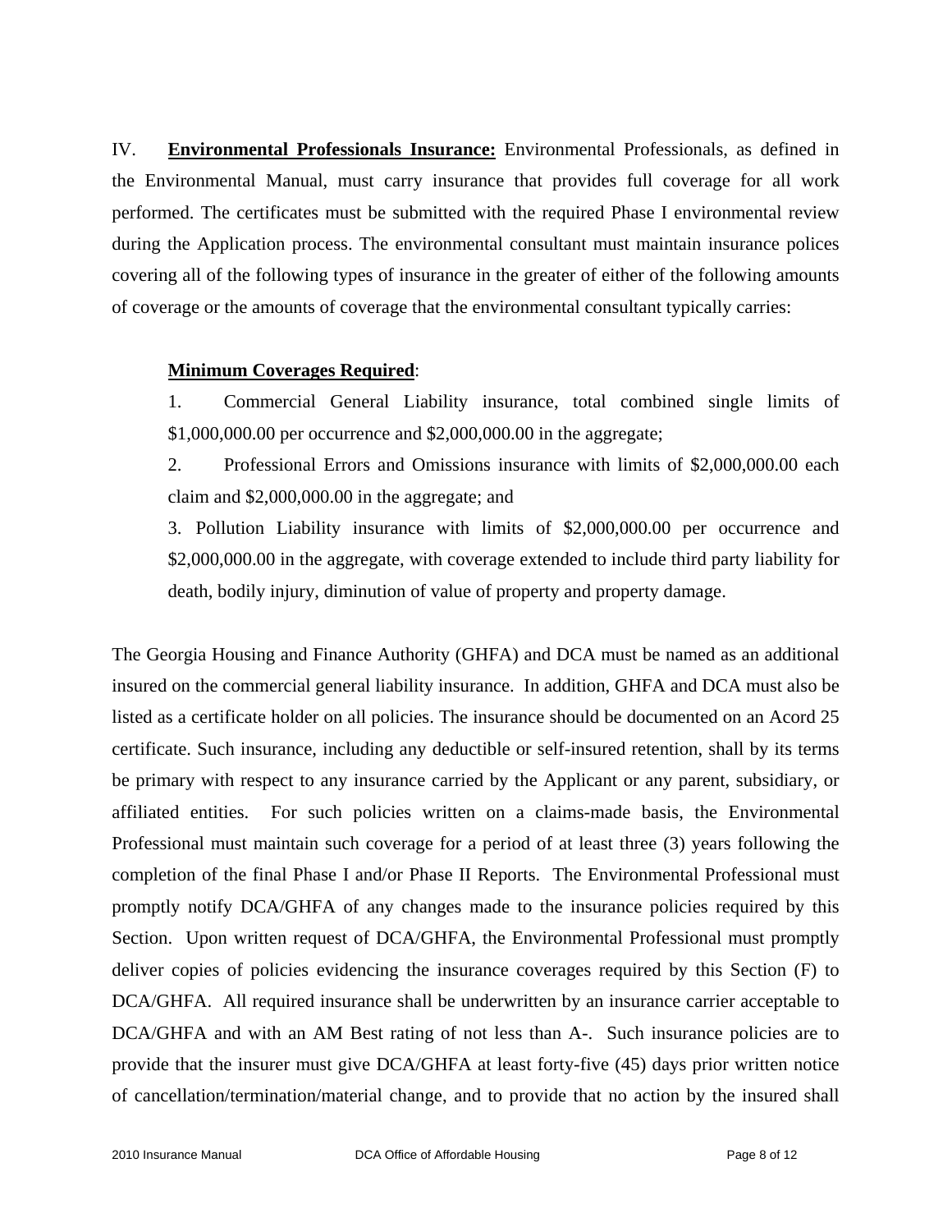IV. **Environmental Professionals Insurance:** Environmental Professionals, as defined in the Environmental Manual, must carry insurance that provides full coverage for all work performed. The certificates must be submitted with the required Phase I environmental review during the Application process. The environmental consultant must maintain insurance polices covering all of the following types of insurance in the greater of either of the following amounts of coverage or the amounts of coverage that the environmental consultant typically carries:

**Minimum Coverages Required**:

1. Commercial General Liability insurance, total combined single limits of $1,000,000.00 per occurrence and $2,000,000.00 in the aggregate;
2. Professional Errors and Omissions insurance with limits of $2,000,000.00 each claim and $2,000,000.00 in the aggregate; and
3. Pollution Liability insurance with limits of $2,000,000.00 per occurrence and $2,000,000.00 in the aggregate, with coverage extended to include third party liability for death, bodily injury, diminution of value of property and property damage.

The Georgia Housing and Finance Authority (GHFA) and DCA must be named as an additional insured on the commercial general liability insurance. In addition, GHFA and DCA must also be listed as a certificate holder on all policies. The insurance should be documented on an Acord 25 certificate. Such insurance, including any deductible or self-insured retention, shall by its terms be primary with respect to any insurance carried by the Applicant or any parent, subsidiary, or affiliated entities. For such policies written on a claims-made basis, the Environmental Professional must maintain such coverage for a period of at least three (3) years following the completion of the final Phase I and/or Phase II Reports. The Environmental Professional must promptly notify DCA/GHFA of any changes made to the insurance policies required by this Section. Upon written request of DCA/GHFA, the Environmental Professional must promptly deliver copies of policies evidencing the insurance coverages required by this Section (F) to DCA/GHFA. All required insurance shall be underwritten by an insurance carrier acceptable to DCA/GHFA and with an AM Best rating of not less than A-. Such insurance policies are to provide that the insurer must give DCA/GHFA at least forty-five (45) days prior written notice of cancellation/termination/material change, and to provide that no action by the insured shall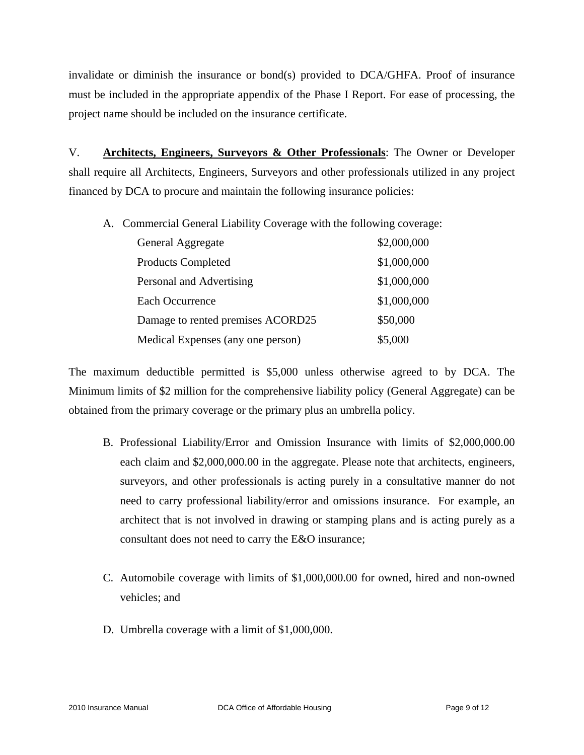invalidate or diminish the insurance or bond(s) provided to DCA/GHFA. Proof of insurance must be included in the appropriate appendix of the Phase I Report. For ease of processing, the project name should be included on the insurance certificate.

V. **<u>Architects, Engineers, Surveyors & Other Professionals</u>**: The Owner or Developer shall require all Architects, Engineers, Surveyors and other professionals utilized in any project financed by DCA to procure and maintain the following insurance policies:

A. Commercial General Liability Coverage with the following coverage:

| | |
|---|---|
| General Aggregate | $2,000,000 |
| Products Completed | $1,000,000 |
| Personal and Advertising | $1,000,000 |
| Each Occurrence | $1,000,000 |
| Damage to rented premises ACORD25 | $50,000 |
| Medical Expenses (any one person) | $5,000 |

The maximum deductible permitted is $5,000 unless otherwise agreed to by DCA. The Minimum limits of $2 million for the comprehensive liability policy (General Aggregate) can be obtained from the primary coverage or the primary plus an umbrella policy.

B. Professional Liability/Error and Omission Insurance with limits of $2,000,000.00 each claim and $2,000,000.00 in the aggregate. Please note that architects, engineers, surveyors, and other professionals is acting purely in a consultative manner do not need to carry professional liability/error and omissions insurance. For example, an architect that is not involved in drawing or stamping plans and is acting purely as a consultant does not need to carry the E&O insurance;

C. Automobile coverage with limits of $1,000,000.00 for owned, hired and non-owned vehicles; and

D. Umbrella coverage with a limit of $1,000,000.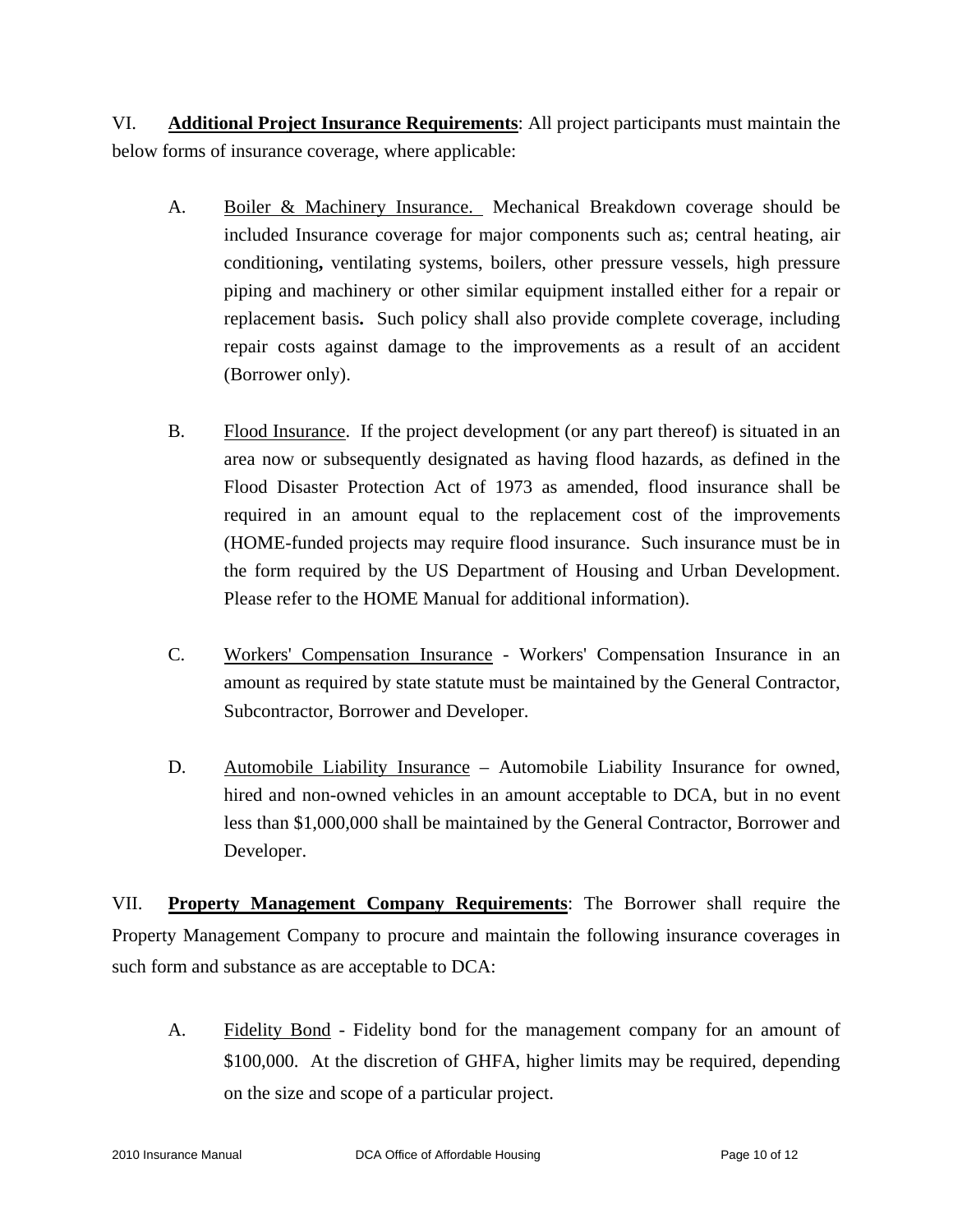VI. **<u>Additional Project Insurance Requirements</u>**: All project participants must maintain the below forms of insurance coverage, where applicable:

A. <u>Boiler & Machinery Insurance.</u> Mechanical Breakdown coverage should be included Insurance coverage for major components such as; central heating, air conditioning**,** ventilating systems, boilers, other pressure vessels, high pressure piping and machinery or other similar equipment installed either for a repair or replacement basis**.** Such policy shall also provide complete coverage, including repair costs against damage to the improvements as a result of an accident (Borrower only).

B. <u>Flood Insurance</u>. If the project development (or any part thereof) is situated in an area now or subsequently designated as having flood hazards, as defined in the Flood Disaster Protection Act of 1973 as amended, flood insurance shall be required in an amount equal to the replacement cost of the improvements (HOME-funded projects may require flood insurance. Such insurance must be in the form required by the US Department of Housing and Urban Development. Please refer to the HOME Manual for additional information).

C. <u>Workers' Compensation Insurance</u> - Workers' Compensation Insurance in an amount as required by state statute must be maintained by the General Contractor, Subcontractor, Borrower and Developer.

D. <u>Automobile Liability Insurance</u> – Automobile Liability Insurance for owned, hired and non-owned vehicles in an amount acceptable to DCA, but in no event less than $1,000,000 shall be maintained by the General Contractor, Borrower and Developer.

VII. **<u>Property Management Company Requirements</u>**: The Borrower shall require the Property Management Company to procure and maintain the following insurance coverages in such form and substance as are acceptable to DCA:

A. <u>Fidelity Bond</u> - Fidelity bond for the management company for an amount of $100,000. At the discretion of GHFA, higher limits may be required, depending on the size and scope of a particular project.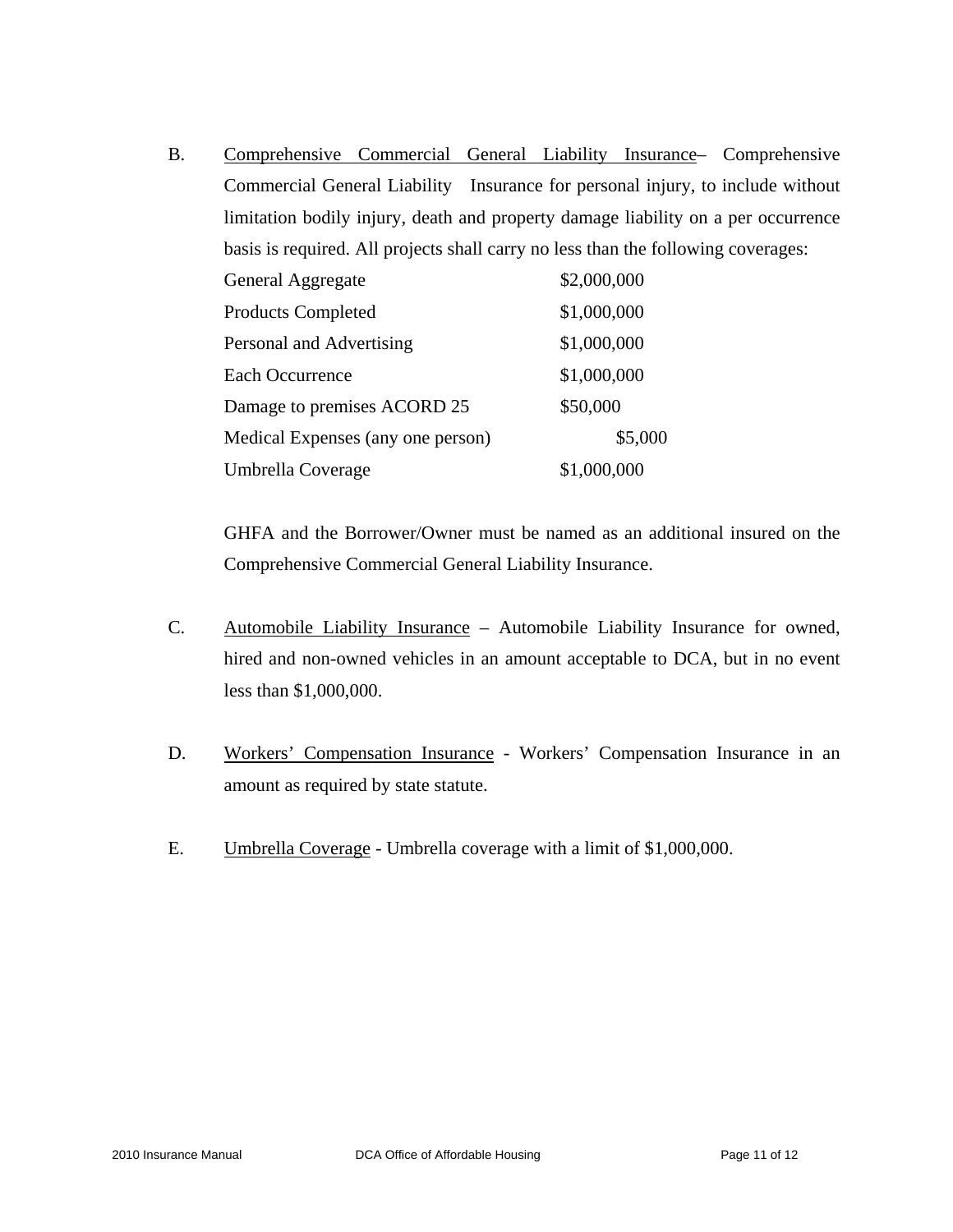B. <u>Comprehensive Commercial General Liability Insurance</u>– Comprehensive Commercial General Liability Insurance for personal injury, to include without limitation bodily injury, death and property damage liability on a per occurrence basis is required. All projects shall carry no less than the following coverages:

| Coverage | Amount |
| --- | --- |
| General Aggregate | $2,000,000 |
| Products Completed | $1,000,000 |
| Personal and Advertising | $1,000,000 |
| Each Occurrence | $1,000,000 |
| Damage to premises ACORD 25 | $50,000 |
| Medical Expenses (any one person) | $5,000 |
| Umbrella Coverage | $1,000,000 |

GHFA and the Borrower/Owner must be named as an additional insured on the Comprehensive Commercial General Liability Insurance.

C. <u>Automobile Liability Insurance</u> – Automobile Liability Insurance for owned, hired and non-owned vehicles in an amount acceptable to DCA, but in no event less than $1,000,000.

D. <u>Workers' Compensation Insurance</u> - Workers' Compensation Insurance in an amount as required by state statute.

E. <u>Umbrella Coverage</u> - Umbrella coverage with a limit of $1,000,000.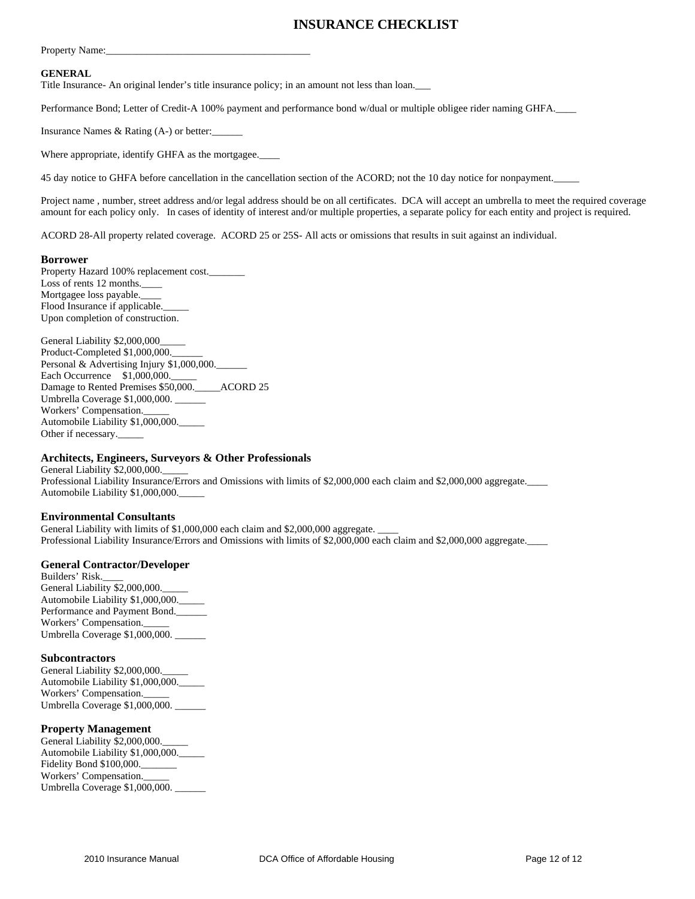# INSURANCE CHECKLIST

Property Name:________________________________________

**GENERAL**

Title Insurance- An original lender's title insurance policy; in an amount not less than loan.___

Performance Bond; Letter of Credit-A 100% payment and performance bond w/dual or multiple obligee rider naming GHFA.____

Insurance Names & Rating (A-) or better:______

Where appropriate, identify GHFA as the mortgagee.____

45 day notice to GHFA before cancellation in the cancellation section of the ACORD; not the 10 day notice for nonpayment._____

Project name , number, street address and/or legal address should be on all certificates. DCA will accept an umbrella to meet the required coverage amount for each policy only. In cases of identity of interest and/or multiple properties, a separate policy for each entity and project is required.

ACORD 28-All property related coverage. ACORD 25 or 25S- All acts or omissions that results in suit against an individual.

### Borrower

Property Hazard 100% replacement cost._______
Loss of rents 12 months.____
Mortgagee loss payable.____
Flood Insurance if applicable._____
Upon completion of construction.

General Liability $2,000,000_____
Product-Completed $1,000,000.______
Personal & Advertising Injury $1,000,000.______
Each Occurrence $1,000,000._____
Damage to Rented Premises $50,000._____ACORD 25
Umbrella Coverage $1,000,000. ______
Workers' Compensation._____
Automobile Liability $1,000,000._____
Other if necessary._____

### Architects, Engineers, Surveyors & Other Professionals

General Liability $2,000,000._____
Professional Liability Insurance/Errors and Omissions with limits of $2,000,000 each claim and $2,000,000 aggregate.____
Automobile Liability $1,000,000._____

### Environmental Consultants

General Liability with limits of $1,000,000 each claim and $2,000,000 aggregate. ____
Professional Liability Insurance/Errors and Omissions with limits of $2,000,000 each claim and $2,000,000 aggregate.____

### General Contractor/Developer

Builders' Risk.____
General Liability $2,000,000._____
Automobile Liability $1,000,000._____
Performance and Payment Bond.______
Workers' Compensation._____
Umbrella Coverage $1,000,000. ______

### Subcontractors

General Liability $2,000,000._____
Automobile Liability $1,000,000._____
Workers' Compensation._____
Umbrella Coverage $1,000,000. ______

### Property Management

General Liability $2,000,000._____
Automobile Liability $1,000,000._____
Fidelity Bond $100,000._______
Workers' Compensation._____
Umbrella Coverage $1,000,000. ______